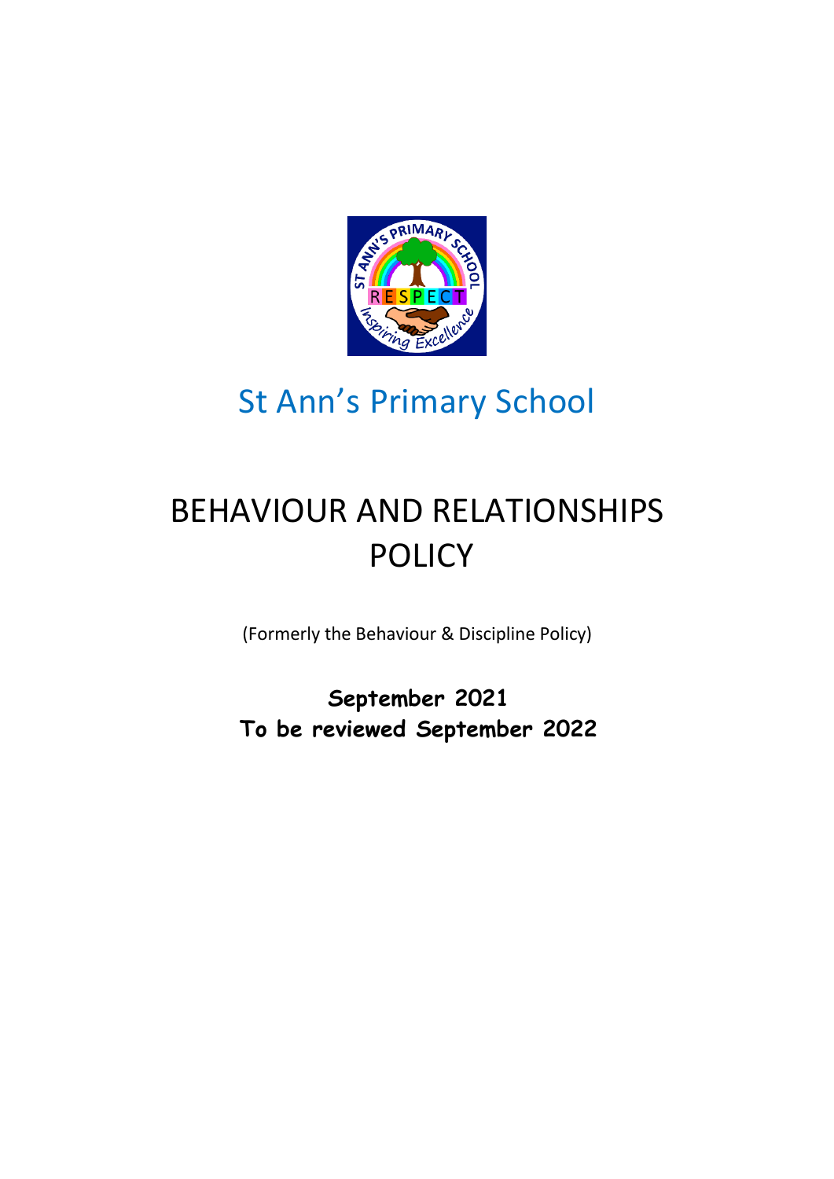# St Ann's Primary School

# BEHAVIOUR AND RELATIONSHIPS POLICY

(Formerly the Behaviour & Discipline Policy)

**September 2021**
**To be reviewed September 2022**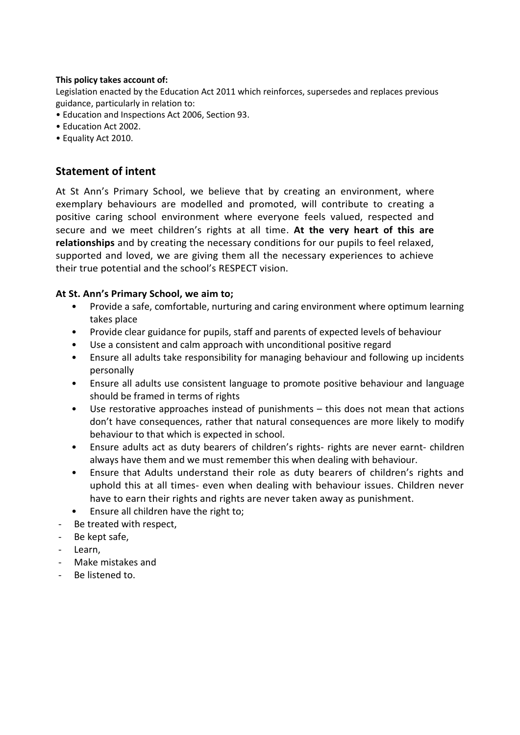**This policy takes account of:**

Legislation enacted by the Education Act 2011 which reinforces, supersedes and replaces previous guidance, particularly in relation to:

- Education and Inspections Act 2006, Section 93.
- Education Act 2002.
- Equality Act 2010.

## Statement of intent

At St Ann's Primary School, we believe that by creating an environment, where exemplary behaviours are modelled and promoted, will contribute to creating a positive caring school environment where everyone feels valued, respected and secure and we meet children's rights at all time. **At the very heart of this are relationships** and by creating the necessary conditions for our pupils to feel relaxed, supported and loved, we are giving them all the necessary experiences to achieve their true potential and the school's RESPECT vision.

**At St. Ann's Primary School, we aim to;**

- Provide a safe, comfortable, nurturing and caring environment where optimum learning takes place
- Provide clear guidance for pupils, staff and parents of expected levels of behaviour
- Use a consistent and calm approach with unconditional positive regard
- Ensure all adults take responsibility for managing behaviour and following up incidents personally
- Ensure all adults use consistent language to promote positive behaviour and language should be framed in terms of rights
- Use restorative approaches instead of punishments – this does not mean that actions don't have consequences, rather that natural consequences are more likely to modify behaviour to that which is expected in school.
- Ensure adults act as duty bearers of children's rights- rights are never earnt- children always have them and we must remember this when dealing with behaviour.
- Ensure that Adults understand their role as duty bearers of children's rights and uphold this at all times- even when dealing with behaviour issues. Children never have to earn their rights and rights are never taken away as punishment.
- Ensure all children have the right to;

- Be treated with respect,
- Be kept safe,
- Learn,
- Make mistakes and
- Be listened to.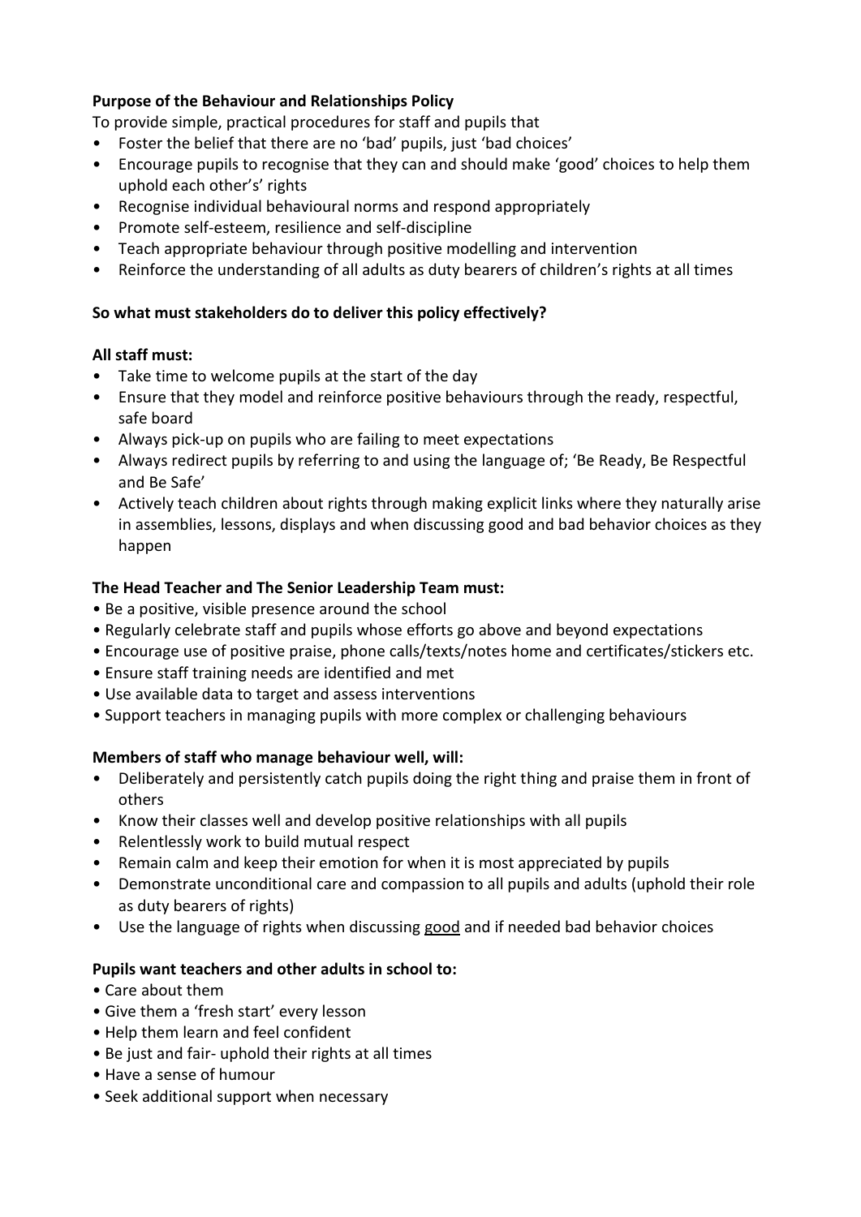**Purpose of the Behaviour and Relationships Policy**

To provide simple, practical procedures for staff and pupils that

- Foster the belief that there are no 'bad' pupils, just 'bad choices'
- Encourage pupils to recognise that they can and should make 'good' choices to help them uphold each other's' rights
- Recognise individual behavioural norms and respond appropriately
- Promote self-esteem, resilience and self-discipline
- Teach appropriate behaviour through positive modelling and intervention
- Reinforce the understanding of all adults as duty bearers of children's rights at all times

**So what must stakeholders do to deliver this policy effectively?**

**All staff must:**

- Take time to welcome pupils at the start of the day
- Ensure that they model and reinforce positive behaviours through the ready, respectful, safe board
- Always pick-up on pupils who are failing to meet expectations
- Always redirect pupils by referring to and using the language of; 'Be Ready, Be Respectful and Be Safe'
- Actively teach children about rights through making explicit links where they naturally arise in assemblies, lessons, displays and when discussing good and bad behavior choices as they happen

**The Head Teacher and The Senior Leadership Team must:**

- Be a positive, visible presence around the school
- Regularly celebrate staff and pupils whose efforts go above and beyond expectations
- Encourage use of positive praise, phone calls/texts/notes home and certificates/stickers etc.
- Ensure staff training needs are identified and met
- Use available data to target and assess interventions
- Support teachers in managing pupils with more complex or challenging behaviours

**Members of staff who manage behaviour well, will:**

- Deliberately and persistently catch pupils doing the right thing and praise them in front of others
- Know their classes well and develop positive relationships with all pupils
- Relentlessly work to build mutual respect
- Remain calm and keep their emotion for when it is most appreciated by pupils
- Demonstrate unconditional care and compassion to all pupils and adults (uphold their role as duty bearers of rights)
- Use the language of rights when discussing <u>good</u> and if needed bad behavior choices

**Pupils want teachers and other adults in school to:**

- Care about them
- Give them a 'fresh start' every lesson
- Help them learn and feel confident
- Be just and fair- uphold their rights at all times
- Have a sense of humour
- Seek additional support when necessary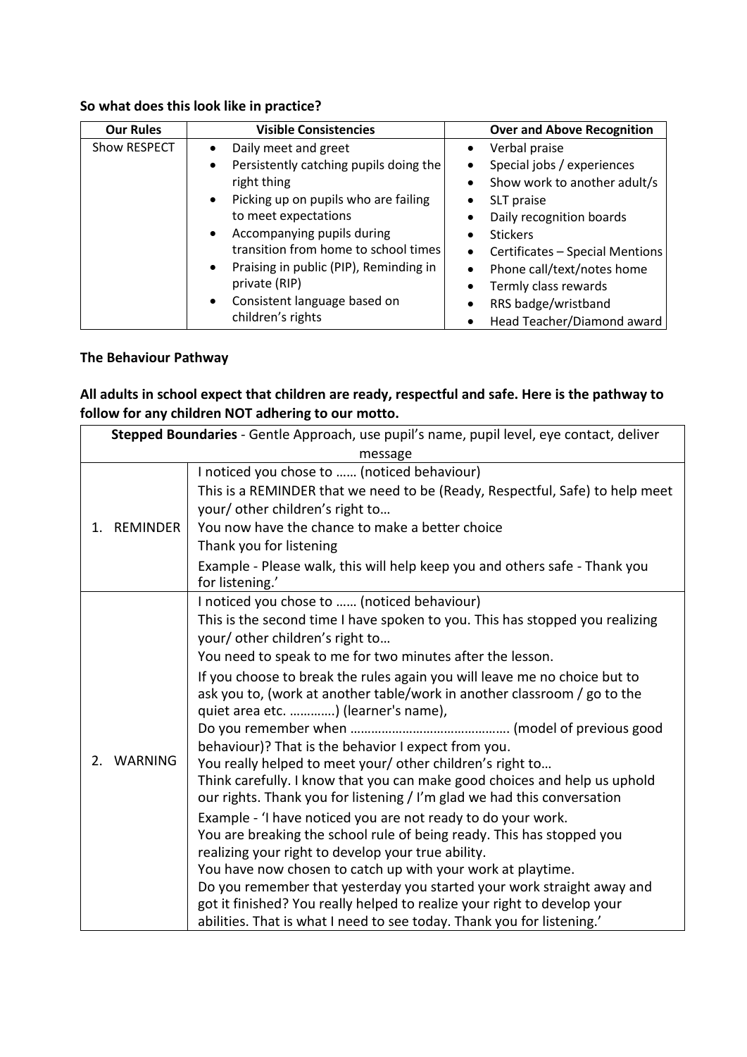**So what does this look like in practice?**

| Our Rules | Visible Consistencies | Over and Above Recognition |
| --- | --- | --- |
| Show RESPECT | • Daily meet and greet<br>• Persistently catching pupils doing the right thing<br>• Picking up on pupils who are failing to meet expectations<br>• Accompanying pupils during transition from home to school times<br>• Praising in public (PIP), Reminding in private (RIP)<br>• Consistent language based on children's rights | • Verbal praise<br>• Special jobs / experiences<br>• Show work to another adult/s<br>• SLT praise<br>• Daily recognition boards<br>• Stickers<br>• Certificates – Special Mentions<br>• Phone call/text/notes home<br>• Termly class rewards<br>• RRS badge/wristband<br>• Head Teacher/Diamond award |

**The Behaviour Pathway**

**All adults in school expect that children are ready, respectful and safe. Here is the pathway to follow for any children NOT adhering to our motto.**

| **Stepped Boundaries** - Gentle Approach, use pupil's name, pupil level, eye contact, deliver message | |
| --- | --- |
| 1. REMINDER | I noticed you chose to …… (noticed behaviour)<br>This is a REMINDER that we need to be (Ready, Respectful, Safe) to help meet your/ other children's right to…<br>You now have the chance to make a better choice<br>Thank you for listening<br>Example - Please walk, this will help keep you and others safe - Thank you for listening.' |
| 2. WARNING | I noticed you chose to …… (noticed behaviour)<br>This is the second time I have spoken to you. This has stopped you realizing your/ other children's right to…<br>You need to speak to me for two minutes after the lesson.<br>If you choose to break the rules again you will leave me no choice but to ask you to, (work at another table/work in another classroom / go to the quiet area etc. ………….) (learner's name),<br>Do you remember when ……………………………………. (model of previous good behaviour)? That is the behavior I expect from you.<br>You really helped to meet your/ other children's right to…<br>Think carefully. I know that you can make good choices and help us uphold our rights. Thank you for listening / I'm glad we had this conversation<br>Example - 'I have noticed you are not ready to do your work.<br>You are breaking the school rule of being ready. This has stopped you realizing your right to develop your true ability.<br>You have now chosen to catch up with your work at playtime.<br>Do you remember that yesterday you started your work straight away and got it finished? You really helped to realize your right to develop your abilities. That is what I need to see today. Thank you for listening.' |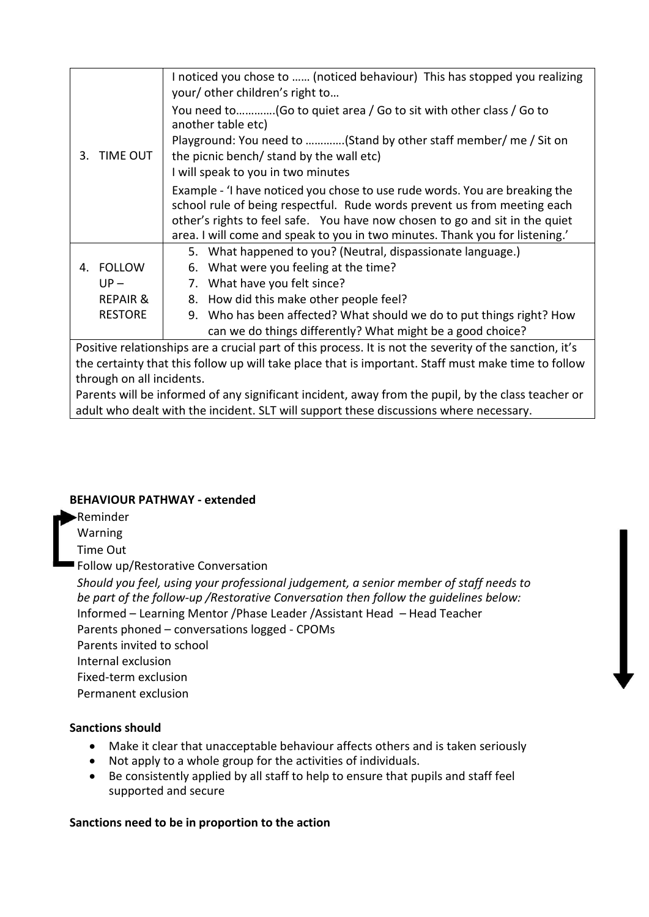| | |
|---|---|
| 3. TIME OUT | I noticed you chose to …… (noticed behaviour) This has stopped you realizing your/ other children's right to…<br>You need to…………(Go to quiet area / Go to sit with other class / Go to another table etc)<br>Playground: You need to …………(Stand by other staff member/ me / Sit on the picnic bench/ stand by the wall etc)<br>I will speak to you in two minutes<br>Example - 'I have noticed you chose to use rude words. You are breaking the school rule of being respectful. Rude words prevent us from meeting each other's rights to feel safe. You have now chosen to go and sit in the quiet area. I will come and speak to you in two minutes. Thank you for listening.' |
| 4. FOLLOW UP – REPAIR & RESTORE | 5. What happened to you? (Neutral, dispassionate language.)<br>6. What were you feeling at the time?<br>7. What have you felt since?<br>8. How did this make other people feel?<br>9. Who has been affected? What should we do to put things right? How can we do things differently? What might be a good choice? |
| Positive relationships are a crucial part of this process. It is not the severity of the sanction, it's the certainty that this follow up will take place that is important. Staff must make time to follow through on all incidents.<br>Parents will be informed of any significant incident, away from the pupil, by the class teacher or adult who dealt with the incident. SLT will support these discussions where necessary. | |

**BEHAVIOUR PATHWAY - extended**

Reminder
Warning
Time Out
Follow up/Restorative Conversation

*Should you feel, using your professional judgement, a senior member of staff needs to be part of the follow-up /Restorative Conversation then follow the guidelines below:*

Informed – Learning Mentor /Phase Leader /Assistant Head – Head Teacher
Parents phoned – conversations logged - CPOMs
Parents invited to school
Internal exclusion
Fixed-term exclusion
Permanent exclusion

**Sanctions should**

- Make it clear that unacceptable behaviour affects others and is taken seriously
- Not apply to a whole group for the activities of individuals.
- Be consistently applied by all staff to help to ensure that pupils and staff feel supported and secure

**Sanctions need to be in proportion to the action**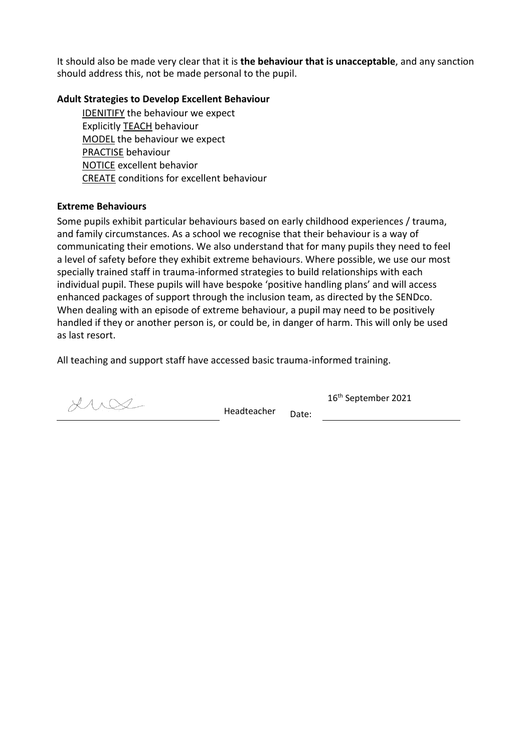It should also be made very clear that it is **the behaviour that is unacceptable**, and any sanction should address this, not be made personal to the pupil.

**Adult Strategies to Develop Excellent Behaviour**

<u>IDENITIFY</u> the behaviour we expect
Explicitly <u>TEACH</u> behaviour
<u>MODEL</u> the behaviour we expect
<u>PRACTISE</u> behaviour
<u>NOTICE</u> excellent behavior
<u>CREATE</u> conditions for excellent behaviour

**Extreme Behaviours**

Some pupils exhibit particular behaviours based on early childhood experiences / trauma, and family circumstances. As a school we recognise that their behaviour is a way of communicating their emotions. We also understand that for many pupils they need to feel a level of safety before they exhibit extreme behaviours. Where possible, we use our most specially trained staff in trauma-informed strategies to build relationships with each individual pupil. These pupils will have bespoke 'positive handling plans' and will access enhanced packages of support through the inclusion team, as directed by the SENDco. When dealing with an episode of extreme behaviour, a pupil may need to be positively handled if they or another person is, or could be, in danger of harm. This will only be used as last resort.

All teaching and support staff have accessed basic trauma-informed training.

Headteacher Date: 16th September 2021